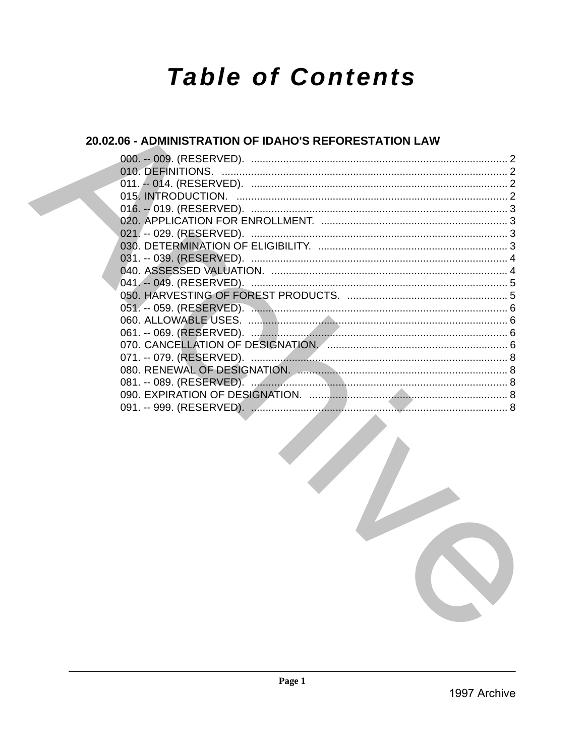# Table of Contents

## 20.02.06 - ADMINISTRATION OF IDAHO'S REFORESTATION LAW

000. -- 009. (RESERVED). ........................................................................................ 2
010. DEFINITIONS. .................................................................................................. 2
011. -- 014. (RESERVED). ........................................................................................ 2
015. INTRODUCTION. .............................................................................................. 2
016. -- 019. (RESERVED). ........................................................................................ 3
020. APPLICATION FOR ENROLLMENT. ................................................................ 3
021. -- 029. (RESERVED). ........................................................................................ 3
030. DETERMINATION OF ELIGIBILITY. ................................................................. 3
031. -- 039. (RESERVED). ........................................................................................ 4
040. ASSESSED VALUATION. ................................................................................. 4
041. -- 049. (RESERVED). ........................................................................................ 5
050. HARVESTING OF FOREST PRODUCTS. ....................................................... 5
051. -- 059. (RESERVED). ........................................................................................ 6
060. ALLOWABLE USES. ........................................................................................ 6
061. -- 069. (RESERVED). ........................................................................................ 6
070. CANCELLATION OF DESIGNATION. .............................................................. 6
071. -- 079. (RESERVED). ........................................................................................ 8
080. RENEWAL OF DESIGNATION. ........................................................................ 8
081. -- 089. (RESERVED). ........................................................................................ 8
090. EXPIRATION OF DESIGNATION. .................................................................... 8
091. -- 999. (RESERVED). ........................................................................................ 8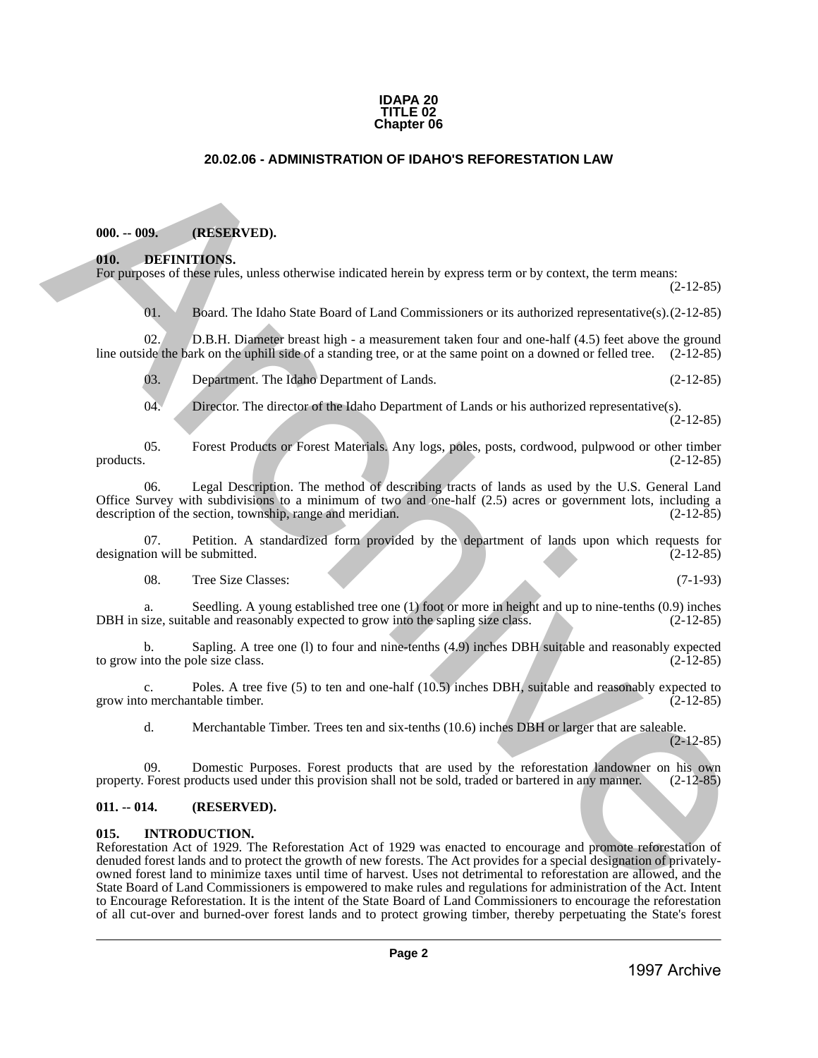# IDAPA 20
# TITLE 02
# Chapter 06

## 20.02.06 - ADMINISTRATION OF IDAHO'S REFORESTATION LAW

**000. -- 009. (RESERVED).**

**010. DEFINITIONS.**

For purposes of these rules, unless otherwise indicated herein by express term or by context, the term means: (2-12-85)

01. Board. The Idaho State Board of Land Commissioners or its authorized representative(s). (2-12-85)

02. D.B.H. Diameter breast high - a measurement taken four and one-half (4.5) feet above the ground line outside the bark on the uphill side of a standing tree, or at the same point on a downed or felled tree. (2-12-85)

03. Department. The Idaho Department of Lands. (2-12-85)

04. Director. The director of the Idaho Department of Lands or his authorized representative(s). (2-12-85)

05. Forest Products or Forest Materials. Any logs, poles, posts, cordwood, pulpwood or other timber products. (2-12-85)

06. Legal Description. The method of describing tracts of lands as used by the U.S. General Land Office Survey with subdivisions to a minimum of two and one-half (2.5) acres or government lots, including a description of the section, township, range and meridian. (2-12-85)

07. Petition. A standardized form provided by the department of lands upon which requests for designation will be submitted. (2-12-85)

08. Tree Size Classes: (7-1-93)

a. Seedling. A young established tree one (1) foot or more in height and up to nine-tenths (0.9) inches DBH in size, suitable and reasonably expected to grow into the sapling size class. (2-12-85)

b. Sapling. A tree one (l) to four and nine-tenths (4.9) inches DBH suitable and reasonably expected to grow into the pole size class. (2-12-85)

c. Poles. A tree five (5) to ten and one-half (10.5) inches DBH, suitable and reasonably expected to grow into merchantable timber. (2-12-85)

d. Merchantable Timber. Trees ten and six-tenths (10.6) inches DBH or larger that are saleable. (2-12-85)

09. Domestic Purposes. Forest products that are used by the reforestation landowner on his own property. Forest products used under this provision shall not be sold, traded or bartered in any manner. (2-12-85)

**011. -- 014. (RESERVED).**

**015. INTRODUCTION.**

Reforestation Act of 1929. The Reforestation Act of 1929 was enacted to encourage and promote reforestation of denuded forest lands and to protect the growth of new forests. The Act provides for a special designation of privately-owned forest land to minimize taxes until time of harvest. Uses not detrimental to reforestation are allowed, and the State Board of Land Commissioners is empowered to make rules and regulations for administration of the Act. Intent to Encourage Reforestation. It is the intent of the State Board of Land Commissioners to encourage the reforestation of all cut-over and burned-over forest lands and to protect growing timber, thereby perpetuating the State's forest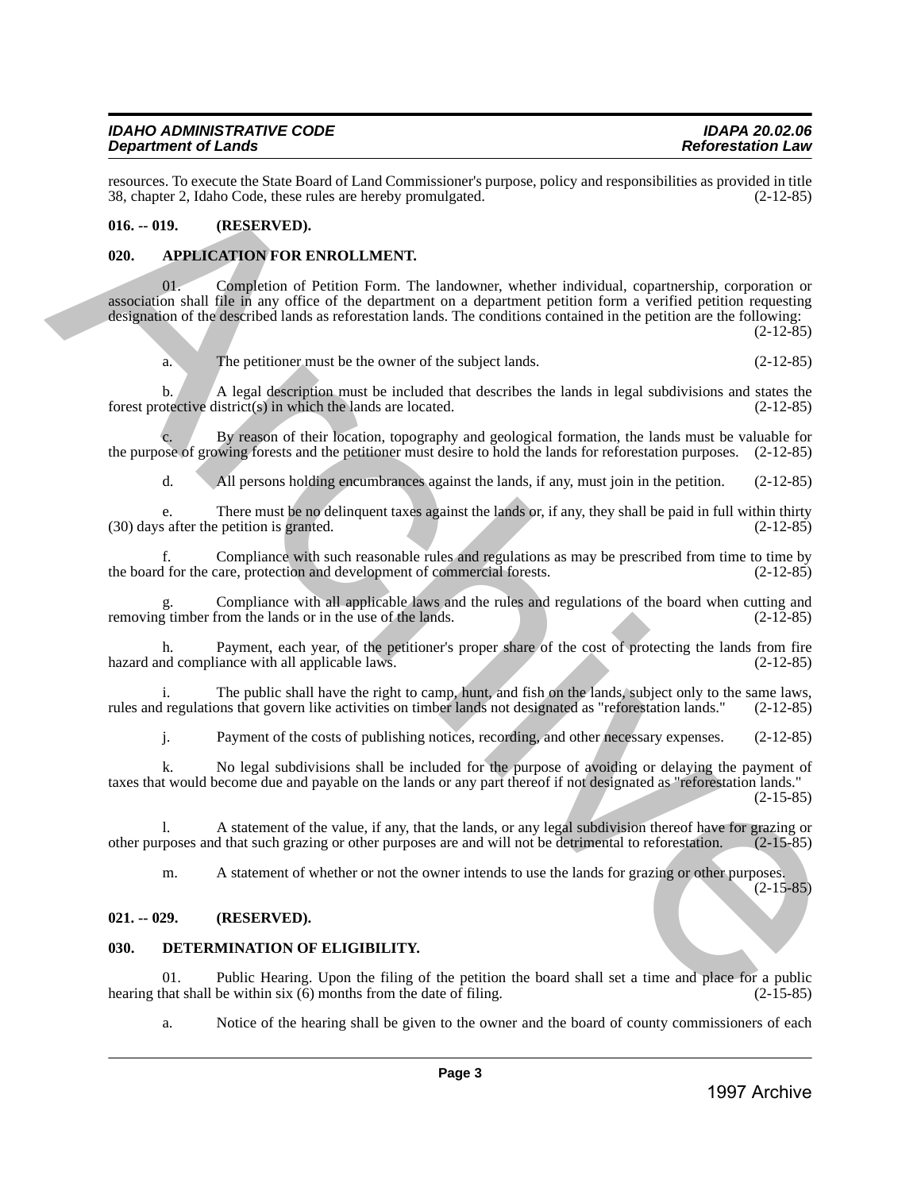resources. To execute the State Board of Land Commissioner's purpose, policy and responsibilities as provided in title 38, chapter 2, Idaho Code, these rules are hereby promulgated. (2-12-85)

**016. -- 019. (RESERVED).**

**020. APPLICATION FOR ENROLLMENT.**

01. Completion of Petition Form. The landowner, whether individual, copartnership, corporation or association shall file in any office of the department on a department petition form a verified petition requesting designation of the described lands as reforestation lands. The conditions contained in the petition are the following: (2-12-85)

a. The petitioner must be the owner of the subject lands. (2-12-85)

b. A legal description must be included that describes the lands in legal subdivisions and states the forest protective district(s) in which the lands are located. (2-12-85)

c. By reason of their location, topography and geological formation, the lands must be valuable for the purpose of growing forests and the petitioner must desire to hold the lands for reforestation purposes. (2-12-85)

d. All persons holding encumbrances against the lands, if any, must join in the petition. (2-12-85)

e. There must be no delinquent taxes against the lands or, if any, they shall be paid in full within thirty (30) days after the petition is granted. (2-12-85)

f. Compliance with such reasonable rules and regulations as may be prescribed from time to time by the board for the care, protection and development of commercial forests. (2-12-85)

g. Compliance with all applicable laws and the rules and regulations of the board when cutting and removing timber from the lands or in the use of the lands. (2-12-85)

h. Payment, each year, of the petitioner's proper share of the cost of protecting the lands from fire hazard and compliance with all applicable laws. (2-12-85)

i. The public shall have the right to camp, hunt, and fish on the lands, subject only to the same laws, rules and regulations that govern like activities on timber lands not designated as "reforestation lands." (2-12-85)

j. Payment of the costs of publishing notices, recording, and other necessary expenses. (2-12-85)

k. No legal subdivisions shall be included for the purpose of avoiding or delaying the payment of taxes that would become due and payable on the lands or any part thereof if not designated as "reforestation lands." (2-15-85)

l. A statement of the value, if any, that the lands, or any legal subdivision thereof have for grazing or other purposes and that such grazing or other purposes are and will not be detrimental to reforestation. (2-15-85)

m. A statement of whether or not the owner intends to use the lands for grazing or other purposes. (2-15-85)

**021. -- 029. (RESERVED).**

**030. DETERMINATION OF ELIGIBILITY.**

01. Public Hearing. Upon the filing of the petition the board shall set a time and place for a public hearing that shall be within six (6) months from the date of filing. (2-15-85)

a. Notice of the hearing shall be given to the owner and the board of county commissioners of each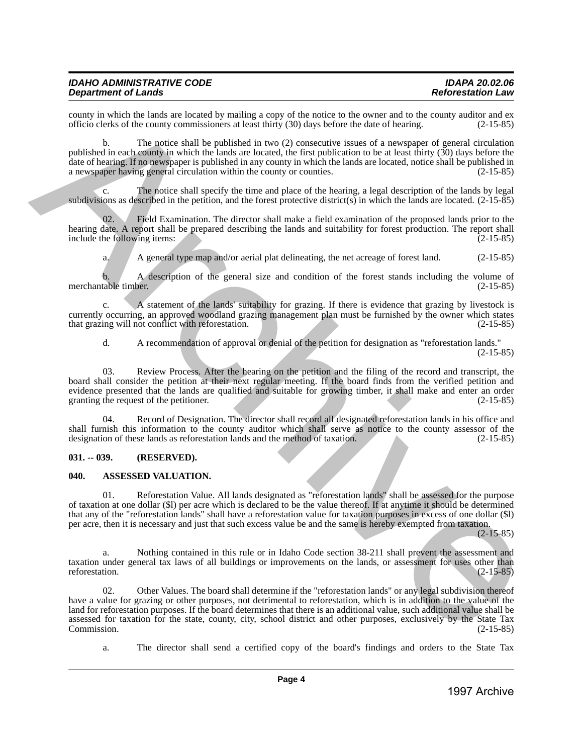county in which the lands are located by mailing a copy of the notice to the owner and to the county auditor and ex officio clerks of the county commissioners at least thirty (30) days before the date of hearing. (2-15-85)

b. The notice shall be published in two (2) consecutive issues of a newspaper of general circulation published in each county in which the lands are located, the first publication to be at least thirty (30) days before the date of hearing. If no newspaper is published in any county in which the lands are located, notice shall be published in a newspaper having general circulation within the county or counties. (2-15-85)

c. The notice shall specify the time and place of the hearing, a legal description of the lands by legal subdivisions as described in the petition, and the forest protective district(s) in which the lands are located. (2-15-85)

02. Field Examination. The director shall make a field examination of the proposed lands prior to the hearing date. A report shall be prepared describing the lands and suitability for forest production. The report shall include the following items: (2-15-85)

a. A general type map and/or aerial plat delineating, the net acreage of forest land. (2-15-85)

b. A description of the general size and condition of the forest stands including the volume of merchantable timber. (2-15-85)

c. A statement of the lands' suitability for grazing. If there is evidence that grazing by livestock is currently occurring, an approved woodland grazing management plan must be furnished by the owner which states that grazing will not conflict with reforestation. (2-15-85)

d. A recommendation of approval or denial of the petition for designation as "reforestation lands." (2-15-85)

03. Review Process. After the hearing on the petition and the filing of the record and transcript, the board shall consider the petition at their next regular meeting. If the board finds from the verified petition and evidence presented that the lands are qualified and suitable for growing timber, it shall make and enter an order granting the request of the petitioner. (2-15-85)

04. Record of Designation. The director shall record all designated reforestation lands in his office and shall furnish this information to the county auditor which shall serve as notice to the county assessor of the designation of these lands as reforestation lands and the method of taxation. (2-15-85)

**031. -- 039. (RESERVED).**

**040. ASSESSED VALUATION.**

01. Reforestation Value. All lands designated as "reforestation lands" shall be assessed for the purpose of taxation at one dollar ($l) per acre which is declared to be the value thereof. If at anytime it should be determined that any of the "reforestation lands" shall have a reforestation value for taxation purposes in excess of one dollar ($l) per acre, then it is necessary and just that such excess value be and the same is hereby exempted from taxation. (2-15-85)

a. Nothing contained in this rule or in Idaho Code section 38-211 shall prevent the assessment and taxation under general tax laws of all buildings or improvements on the lands, or assessment for uses other than reforestation. (2-15-85)

02. Other Values. The board shall determine if the "reforestation lands" or any legal subdivision thereof have a value for grazing or other purposes, not detrimental to reforestation, which is in addition to the value of the land for reforestation purposes. If the board determines that there is an additional value, such additional value shall be assessed for taxation for the state, county, city, school district and other purposes, exclusively by the State Tax Commission. (2-15-85)

a. The director shall send a certified copy of the board's findings and orders to the State Tax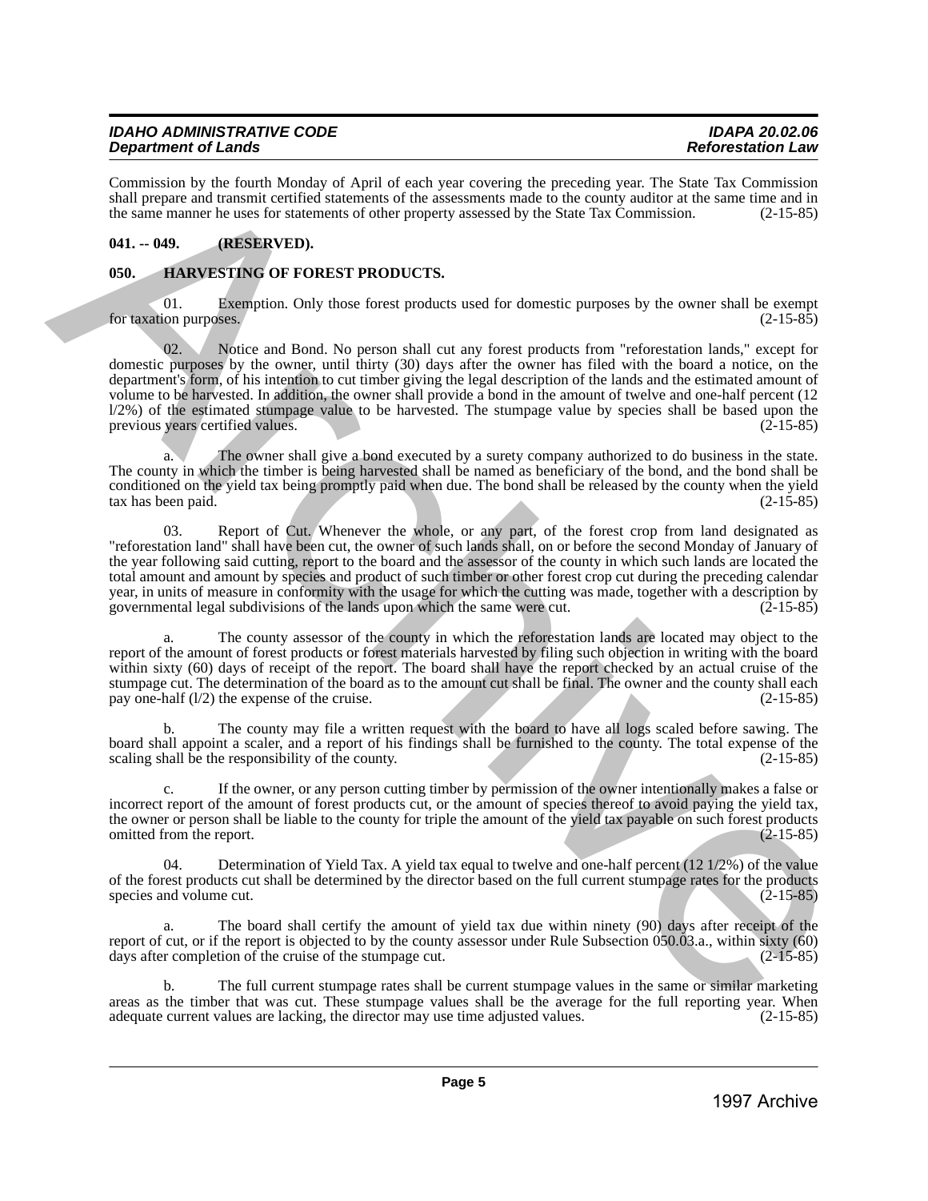Commission by the fourth Monday of April of each year covering the preceding year. The State Tax Commission shall prepare and transmit certified statements of the assessments made to the county auditor at the same time and in the same manner he uses for statements of other property assessed by the State Tax Commission. (2-15-85)

**041. -- 049. (RESERVED).**

**050. HARVESTING OF FOREST PRODUCTS.**

01. Exemption. Only those forest products used for domestic purposes by the owner shall be exempt for taxation purposes. (2-15-85)

02. Notice and Bond. No person shall cut any forest products from "reforestation lands," except for domestic purposes by the owner, until thirty (30) days after the owner has filed with the board a notice, on the department's form, of his intention to cut timber giving the legal description of the lands and the estimated amount of volume to be harvested. In addition, the owner shall provide a bond in the amount of twelve and one-half percent (12 l/2%) of the estimated stumpage value to be harvested. The stumpage value by species shall be based upon the previous years certified values. (2-15-85)

a. The owner shall give a bond executed by a surety company authorized to do business in the state. The county in which the timber is being harvested shall be named as beneficiary of the bond, and the bond shall be conditioned on the yield tax being promptly paid when due. The bond shall be released by the county when the yield tax has been paid. (2-15-85)

03. Report of Cut. Whenever the whole, or any part, of the forest crop from land designated as "reforestation land" shall have been cut, the owner of such lands shall, on or before the second Monday of January of the year following said cutting, report to the board and the assessor of the county in which such lands are located the total amount and amount by species and product of such timber or other forest crop cut during the preceding calendar year, in units of measure in conformity with the usage for which the cutting was made, together with a description by governmental legal subdivisions of the lands upon which the same were cut. (2-15-85)

a. The county assessor of the county in which the reforestation lands are located may object to the report of the amount of forest products or forest materials harvested by filing such objection in writing with the board within sixty (60) days of receipt of the report. The board shall have the report checked by an actual cruise of the stumpage cut. The determination of the board as to the amount cut shall be final. The owner and the county shall each pay one-half (l/2) the expense of the cruise. (2-15-85)

b. The county may file a written request with the board to have all logs scaled before sawing. The board shall appoint a scaler, and a report of his findings shall be furnished to the county. The total expense of the scaling shall be the responsibility of the county. (2-15-85)

c. If the owner, or any person cutting timber by permission of the owner intentionally makes a false or incorrect report of the amount of forest products cut, or the amount of species thereof to avoid paying the yield tax, the owner or person shall be liable to the county for triple the amount of the yield tax payable on such forest products omitted from the report. (2-15-85)

04. Determination of Yield Tax. A yield tax equal to twelve and one-half percent (12 1/2%) of the value of the forest products cut shall be determined by the director based on the full current stumpage rates for the products species and volume cut. (2-15-85)

a. The board shall certify the amount of yield tax due within ninety (90) days after receipt of the report of cut, or if the report is objected to by the county assessor under Rule Subsection 050.03.a., within sixty (60) days after completion of the cruise of the stumpage cut. (2-15-85)

b. The full current stumpage rates shall be current stumpage values in the same or similar marketing areas as the timber that was cut. These stumpage values shall be the average for the full reporting year. When adequate current values are lacking, the director may use time adjusted values. (2-15-85)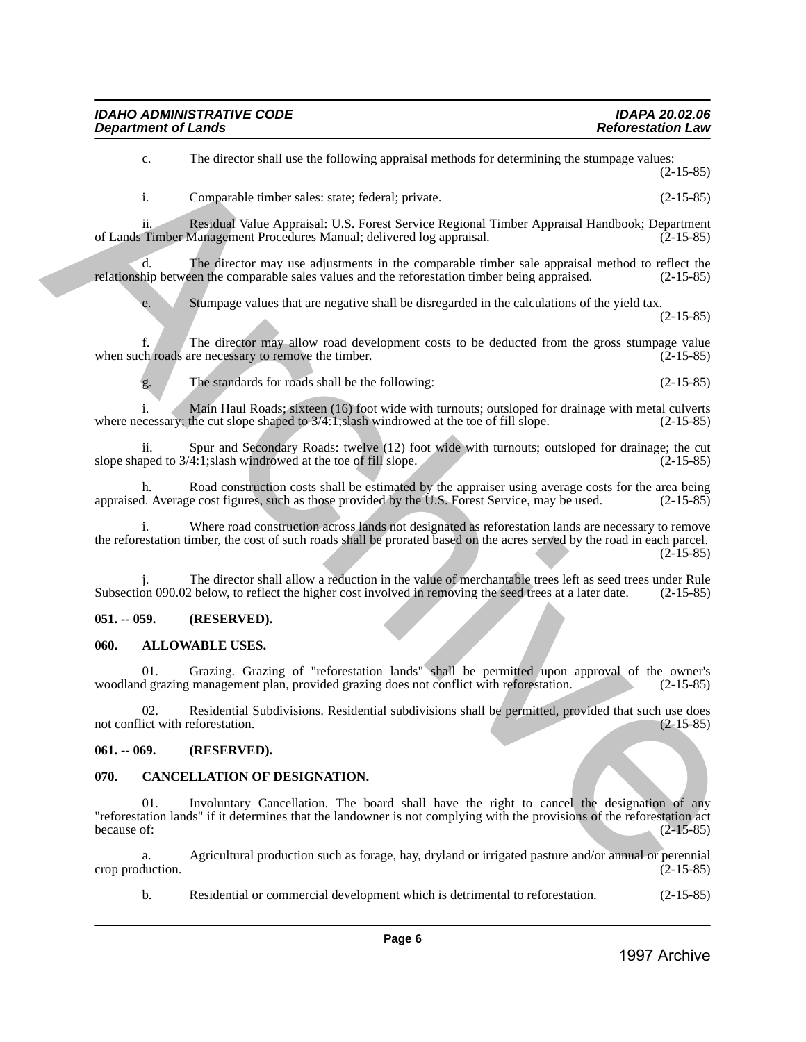c. The director shall use the following appraisal methods for determining the stumpage values: (2-15-85)

i. Comparable timber sales: state; federal; private. (2-15-85)

ii. Residual Value Appraisal: U.S. Forest Service Regional Timber Appraisal Handbook; Department of Lands Timber Management Procedures Manual; delivered log appraisal. (2-15-85)

d. The director may use adjustments in the comparable timber sale appraisal method to reflect the relationship between the comparable sales values and the reforestation timber being appraised. (2-15-85)

e. Stumpage values that are negative shall be disregarded in the calculations of the yield tax. (2-15-85)

f. The director may allow road development costs to be deducted from the gross stumpage value when such roads are necessary to remove the timber. (2-15-85)

g. The standards for roads shall be the following: (2-15-85)

i. Main Haul Roads; sixteen (16) foot wide with turnouts; outsloped for drainage with metal culverts where necessary; the cut slope shaped to 3/4:1;slash windrowed at the toe of fill slope. (2-15-85)

ii. Spur and Secondary Roads: twelve (12) foot wide with turnouts; outsloped for drainage; the cut slope shaped to 3/4:1;slash windrowed at the toe of fill slope. (2-15-85)

h. Road construction costs shall be estimated by the appraiser using average costs for the area being appraised. Average cost figures, such as those provided by the U.S. Forest Service, may be used. (2-15-85)

i. Where road construction across lands not designated as reforestation lands are necessary to remove the reforestation timber, the cost of such roads shall be prorated based on the acres served by the road in each parcel. (2-15-85)

j. The director shall allow a reduction in the value of merchantable trees left as seed trees under Rule Subsection 090.02 below, to reflect the higher cost involved in removing the seed trees at a later date. (2-15-85)

**051. -- 059. (RESERVED).**

**060. ALLOWABLE USES.**

01. Grazing. Grazing of "reforestation lands" shall be permitted upon approval of the owner's woodland grazing management plan, provided grazing does not conflict with reforestation. (2-15-85)

02. Residential Subdivisions. Residential subdivisions shall be permitted, provided that such use does not conflict with reforestation. (2-15-85)

**061. -- 069. (RESERVED).**

**070. CANCELLATION OF DESIGNATION.**

01. Involuntary Cancellation. The board shall have the right to cancel the designation of any "reforestation lands" if it determines that the landowner is not complying with the provisions of the reforestation act because of: (2-15-85)

a. Agricultural production such as forage, hay, dryland or irrigated pasture and/or annual or perennial crop production. (2-15-85)

b. Residential or commercial development which is detrimental to reforestation. (2-15-85)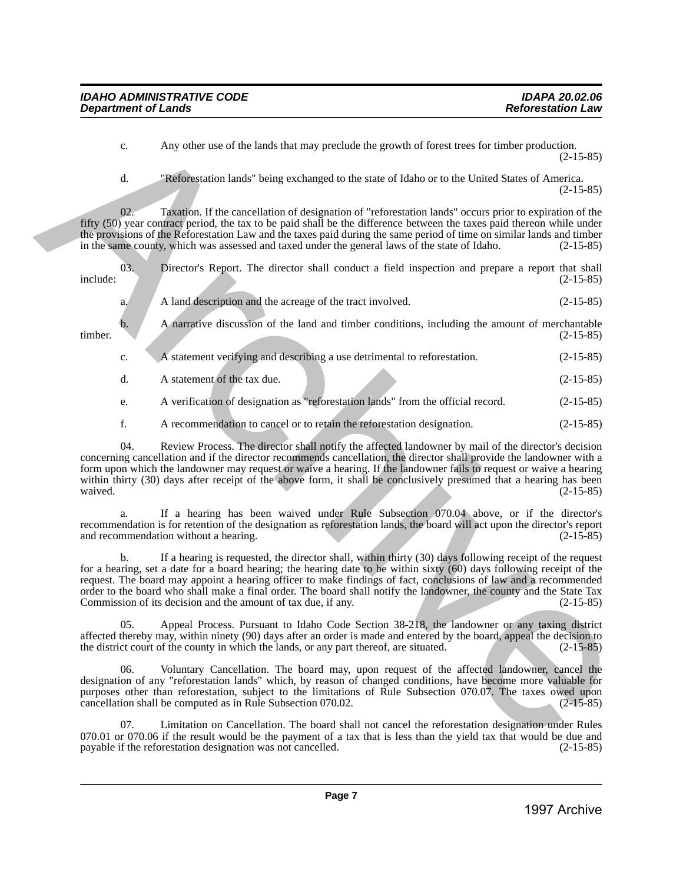c. Any other use of the lands that may preclude the growth of forest trees for timber production. (2-15-85)

d. "Reforestation lands" being exchanged to the state of Idaho or to the United States of America. (2-15-85)

02. Taxation. If the cancellation of designation of "reforestation lands" occurs prior to expiration of the fifty (50) year contract period, the tax to be paid shall be the difference between the taxes paid thereon while under the provisions of the Reforestation Law and the taxes paid during the same period of time on similar lands and timber in the same county, which was assessed and taxed under the general laws of the state of Idaho. (2-15-85)

03. Director's Report. The director shall conduct a field inspection and prepare a report that shall include: (2-15-85)

a. A land description and the acreage of the tract involved. (2-15-85)

b. A narrative discussion of the land and timber conditions, including the amount of merchantable timber. (2-15-85)

c. A statement verifying and describing a use detrimental to reforestation. (2-15-85)

d. A statement of the tax due. (2-15-85)

e. A verification of designation as "reforestation lands" from the official record. (2-15-85)

f. A recommendation to cancel or to retain the reforestation designation. (2-15-85)

04. Review Process. The director shall notify the affected landowner by mail of the director's decision concerning cancellation and if the director recommends cancellation, the director shall provide the landowner with a form upon which the landowner may request or waive a hearing. If the landowner fails to request or waive a hearing within thirty (30) days after receipt of the above form, it shall be conclusively presumed that a hearing has been waived. (2-15-85)

a. If a hearing has been waived under Rule Subsection 070.04 above, or if the director's recommendation is for retention of the designation as reforestation lands, the board will act upon the director's report and recommendation without a hearing. (2-15-85)

b. If a hearing is requested, the director shall, within thirty (30) days following receipt of the request for a hearing, set a date for a board hearing; the hearing date to be within sixty (60) days following receipt of the request. The board may appoint a hearing officer to make findings of fact, conclusions of law and a recommended order to the board who shall make a final order. The board shall notify the landowner, the county and the State Tax Commission of its decision and the amount of tax due, if any. (2-15-85)

05. Appeal Process. Pursuant to Idaho Code Section 38-218, the landowner or any taxing district affected thereby may, within ninety (90) days after an order is made and entered by the board, appeal the decision to the district court of the county in which the lands, or any part thereof, are situated. (2-15-85)

06. Voluntary Cancellation. The board may, upon request of the affected landowner, cancel the designation of any "reforestation lands" which, by reason of changed conditions, have become more valuable for purposes other than reforestation, subject to the limitations of Rule Subsection 070.07. The taxes owed upon cancellation shall be computed as in Rule Subsection 070.02. (2-15-85)

07. Limitation on Cancellation. The board shall not cancel the reforestation designation under Rules 070.01 or 070.06 if the result would be the payment of a tax that is less than the yield tax that would be due and payable if the reforestation designation was not cancelled. (2-15-85)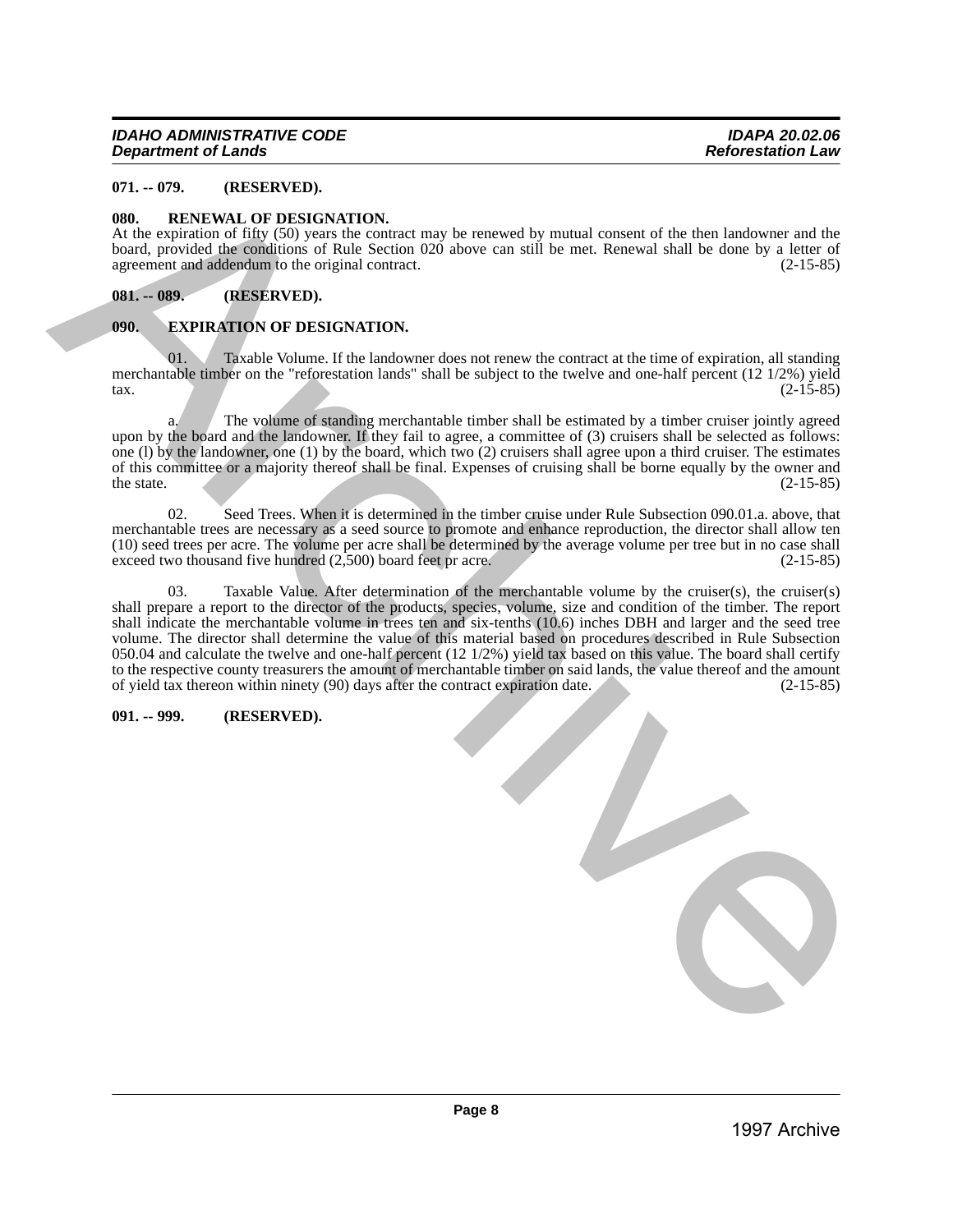**071. -- 079. (RESERVED).**

**080. RENEWAL OF DESIGNATION.**

At the expiration of fifty (50) years the contract may be renewed by mutual consent of the then landowner and the board, provided the conditions of Rule Section 020 above can still be met. Renewal shall be done by a letter of agreement and addendum to the original contract. (2-15-85)

**081. -- 089. (RESERVED).**

**090. EXPIRATION OF DESIGNATION.**

01. Taxable Volume. If the landowner does not renew the contract at the time of expiration, all standing merchantable timber on the "reforestation lands" shall be subject to the twelve and one-half percent (12 1/2%) yield tax. (2-15-85)

a. The volume of standing merchantable timber shall be estimated by a timber cruiser jointly agreed upon by the board and the landowner. If they fail to agree, a committee of (3) cruisers shall be selected as follows: one (l) by the landowner, one (1) by the board, which two (2) cruisers shall agree upon a third cruiser. The estimates of this committee or a majority thereof shall be final. Expenses of cruising shall be borne equally by the owner and the state. (2-15-85)

02. Seed Trees. When it is determined in the timber cruise under Rule Subsection 090.01.a. above, that merchantable trees are necessary as a seed source to promote and enhance reproduction, the director shall allow ten (10) seed trees per acre. The volume per acre shall be determined by the average volume per tree but in no case shall exceed two thousand five hundred (2,500) board feet pr acre. (2-15-85)

03. Taxable Value. After determination of the merchantable volume by the cruiser(s), the cruiser(s) shall prepare a report to the director of the products, species, volume, size and condition of the timber. The report shall indicate the merchantable volume in trees ten and six-tenths (10.6) inches DBH and larger and the seed tree volume. The director shall determine the value of this material based on procedures described in Rule Subsection 050.04 and calculate the twelve and one-half percent (12 1/2%) yield tax based on this value. The board shall certify to the respective county treasurers the amount of merchantable timber on said lands, the value thereof and the amount of yield tax thereon within ninety (90) days after the contract expiration date. (2-15-85)

**091. -- 999. (RESERVED).**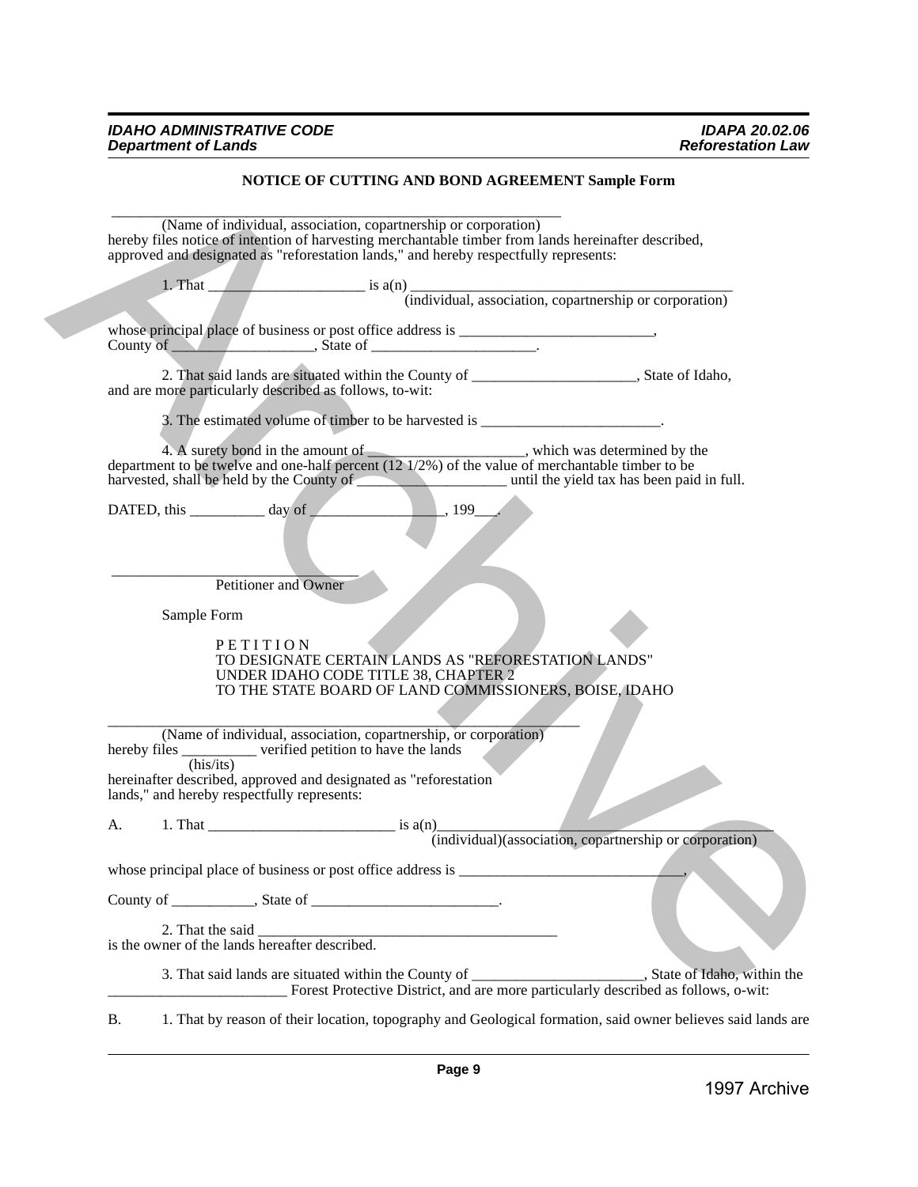### NOTICE OF CUTTING AND BOND AGREEMENT Sample Form

\_\_\_\_\_\_\_\_\_\_\_\_\_\_\_\_\_\_\_\_\_\_\_\_\_\_\_\_\_\_\_\_\_\_\_\_\_\_\_\_\_\_\_\_\_\_\_\_\_\_\_\_\_\_\_\_\_\_\_\_
(Name of individual, association, copartnership or corporation)
hereby files notice of intention of harvesting merchantable timber from lands hereinafter described, approved and designated as "reforestation lands," and hereby respectfully represents:

1. That \_\_\_\_\_\_\_\_\_\_\_\_\_\_\_\_\_\_\_\_\_\_ is a(n) \_\_\_\_\_\_\_\_\_\_\_\_\_\_\_\_\_\_\_\_\_\_\_\_\_\_\_\_\_\_\_\_\_\_\_\_\_\_\_\_\_\_\_\_
(individual, association, copartnership or corporation)

whose principal place of business or post office address is \_\_\_\_\_\_\_\_\_\_\_\_\_\_\_\_\_\_\_\_\_\_\_\_\_\_,
County of \_\_\_\_\_\_\_\_\_\_\_\_\_\_\_\_\_\_\_, State of \_\_\_\_\_\_\_\_\_\_\_\_\_\_\_\_\_\_\_\_\_\_.

2. That said lands are situated within the County of \_\_\_\_\_\_\_\_\_\_\_\_\_\_\_\_\_\_\_\_\_\_, State of Idaho, and are more particularly described as follows, to-wit:

3. The estimated volume of timber to be harvested is \_\_\_\_\_\_\_\_\_\_\_\_\_\_\_\_\_\_\_\_\_\_\_\_\_.

4. A surety bond in the amount of \_\_\_\_\_\_\_\_\_\_\_\_\_\_\_\_\_\_\_\_\_\_, which was determined by the department to be twelve and one-half percent (12 1/2%) of the value of merchantable timber to be harvested, shall be held by the County of \_\_\_\_\_\_\_\_\_\_\_\_\_\_\_\_\_\_\_\_\_ until the yield tax has been paid in full.

DATED, this \_\_\_\_\_\_\_\_\_\_ day of \_\_\_\_\_\_\_\_\_\_\_\_\_\_\_\_\_\_, 199\_\_\_.

\_\_\_\_\_\_\_\_\_\_\_\_\_\_\_\_\_\_\_\_\_\_\_\_\_\_\_\_\_\_\_\_\_\_
Petitioner and Owner

Sample Form

P E T I T I O N
TO DESIGNATE CERTAIN LANDS AS "REFORESTATION LANDS"
UNDER IDAHO CODE TITLE 38, CHAPTER 2
TO THE STATE BOARD OF LAND COMMISSIONERS, BOISE, IDAHO

\_\_\_\_\_\_\_\_\_\_\_\_\_\_\_\_\_\_\_\_\_\_\_\_\_\_\_\_\_\_\_\_\_\_\_\_\_\_\_\_\_\_\_\_\_\_\_\_\_\_\_\_\_\_\_\_\_\_\_\_\_\_\_\_
(Name of individual, association, copartnership, or corporation)
hereby files \_\_\_\_\_\_\_\_\_\_ verified petition to have the lands
(his/its)
hereinafter described, approved and designated as "reforestation lands," and hereby respectfully represents:

A. 1. That \_\_\_\_\_\_\_\_\_\_\_\_\_\_\_\_\_\_\_\_\_\_\_\_\_\_ is a(n)\_\_\_\_\_\_\_\_\_\_\_\_\_\_\_\_\_\_\_\_\_\_\_\_\_\_\_\_\_\_\_\_\_\_\_\_\_\_\_\_\_\_\_\_\_\_\_
(individual)(association, copartnership or corporation)

whose principal place of business or post office address is \_\_\_\_\_\_\_\_\_\_\_\_\_\_\_\_\_\_\_\_\_\_\_\_\_\_\_\_\_\_,

County of \_\_\_\_\_\_\_\_\_\_\_, State of \_\_\_\_\_\_\_\_\_\_\_\_\_\_\_\_\_\_\_\_\_\_\_\_\_.

2. That the said \_\_\_\_\_\_\_\_\_\_\_\_\_\_\_\_\_\_\_\_\_\_\_\_\_\_\_\_\_\_\_\_\_\_\_\_\_\_\_\_\_\_
is the owner of the lands hereafter described.

3. That said lands are situated within the County of \_\_\_\_\_\_\_\_\_\_\_\_\_\_\_\_\_\_\_\_\_\_\_, State of Idaho, within the \_\_\_\_\_\_\_\_\_\_\_\_\_\_\_\_\_\_\_\_\_\_\_\_ Forest Protective District, and are more particularly described as follows, o-wit:

B. 1. That by reason of their location, topography and Geological formation, said owner believes said lands are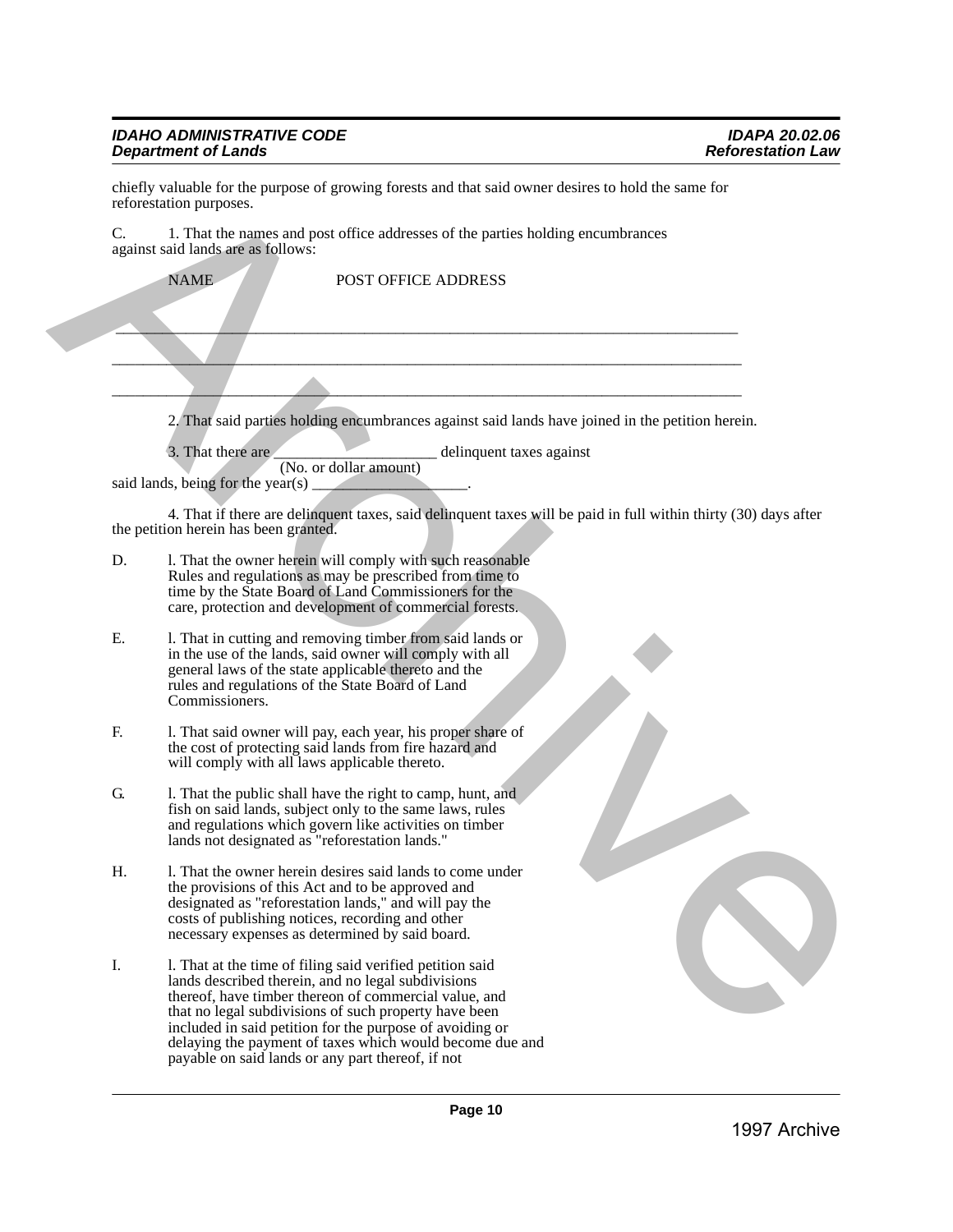chiefly valuable for the purpose of growing forests and that said owner desires to hold the same for reforestation purposes.

C. 1. That the names and post office addresses of the parties holding encumbrances against said lands are as follows:

NAME POST OFFICE ADDRESS

______________________________________________________________________________

______________________________________________________________________________

______________________________________________________________________________

2. That said parties holding encumbrances against said lands have joined in the petition herein.

3. That there are ____________________ delinquent taxes against
(No. or dollar amount)
said lands, being for the year(s) ___________________.

4. That if there are delinquent taxes, said delinquent taxes will be paid in full within thirty (30) days after the petition herein has been granted.

D. l. That the owner herein will comply with such reasonable Rules and regulations as may be prescribed from time to time by the State Board of Land Commissioners for the care, protection and development of commercial forests.

E. l. That in cutting and removing timber from said lands or in the use of the lands, said owner will comply with all general laws of the state applicable thereto and the rules and regulations of the State Board of Land Commissioners.

F. l. That said owner will pay, each year, his proper share of the cost of protecting said lands from fire hazard and will comply with all laws applicable thereto.

G. l. That the public shall have the right to camp, hunt, and fish on said lands, subject only to the same laws, rules and regulations which govern like activities on timber lands not designated as "reforestation lands."

H. l. That the owner herein desires said lands to come under the provisions of this Act and to be approved and designated as "reforestation lands," and will pay the costs of publishing notices, recording and other necessary expenses as determined by said board.

I. l. That at the time of filing said verified petition said lands described therein, and no legal subdivisions thereof, have timber thereon of commercial value, and that no legal subdivisions of such property have been included in said petition for the purpose of avoiding or delaying the payment of taxes which would become due and payable on said lands or any part thereof, if not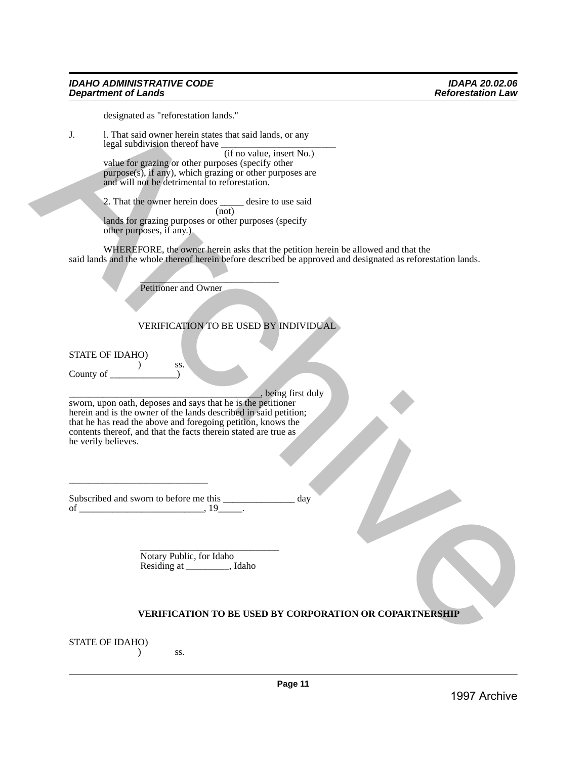designated as "reforestation lands."

J. l. That said owner herein states that said lands, or any legal subdivision thereof have ________________________ (if no value, insert No.) value for grazing or other purposes (specify other purpose(s), if any), which grazing or other purposes are and will not be detrimental to reforestation.

2. That the owner herein does _____ (not) desire to use said lands for grazing purposes or other purposes (specify other purposes, if any.)

WHEREFORE, the owner herein asks that the petition herein be allowed and that the said lands and the whole thereof herein before described be approved and designated as reforestation lands.

_____________________________
Petitioner and Owner

VERIFICATION TO BE USED BY INDIVIDUAL

STATE OF IDAHO)
) ss.
County of ______________)

________________________________________, being first duly sworn, upon oath, deposes and says that he is the petitioner herein and is the owner of the lands described in said petition; that he has read the above and foregoing petition, knows the contents thereof, and that the facts therein stated are true as he verily believes.

_____________________________

Subscribed and sworn to before me this _______________ day of ___________________________, 19_____.

_____________________________
Notary Public, for Idaho
Residing at _________, Idaho

**VERIFICATION TO BE USED BY CORPORATION OR COPARTNERSHIP**

STATE OF IDAHO)
) ss.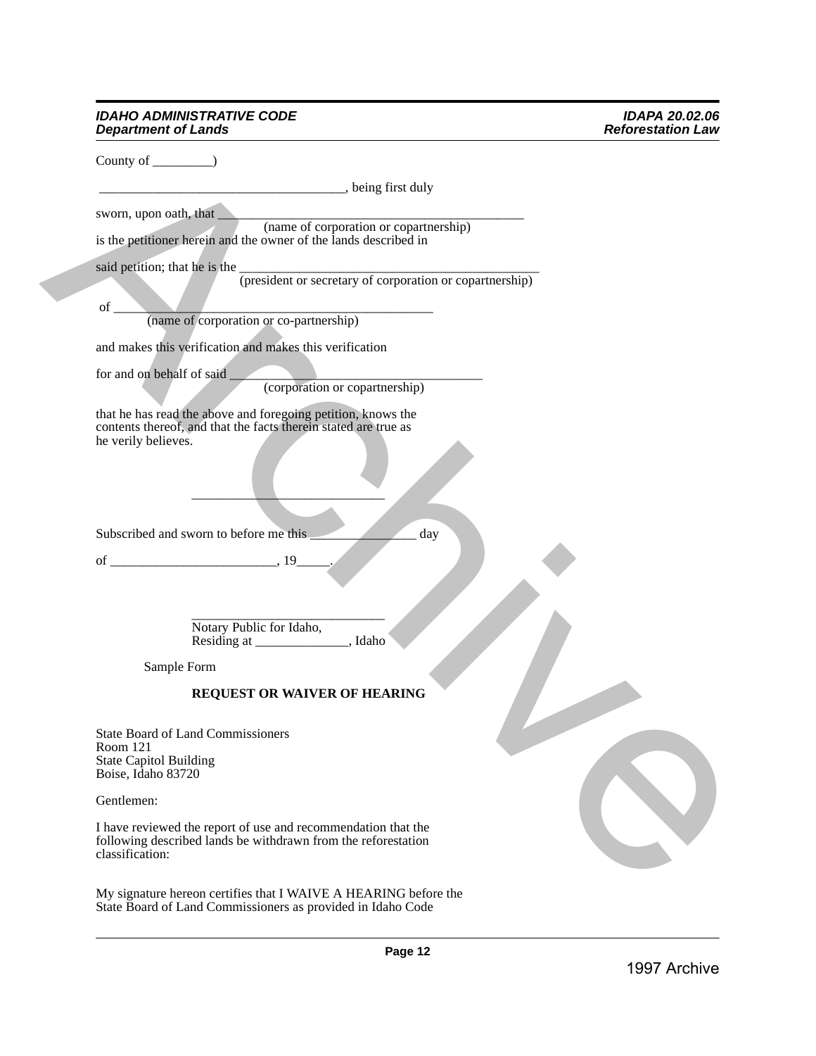County of _________)

\_____________________________________, being first duly

sworn, upon oath, that _______________________________________________
(name of corporation or copartnership)
is the petitioner herein and the owner of the lands described in

said petition; that he is the ______________________________________________
(president or secretary of corporation or copartnership)

of ________________________________________________
(name of corporation or co-partnership)

and makes this verification and makes this verification

for and on behalf of said ______________________________________
(corporation or copartnership)

that he has read the above and foregoing petition, knows the contents thereof, and that the facts therein stated are true as he verily believes.

\_____________________________

Subscribed and sworn to before me this ________________ day

of _________________________, 19_____.

\_____________________________
Notary Public for Idaho,
Residing at ______________, Idaho

Sample Form

**REQUEST OR WAIVER OF HEARING**

State Board of Land Commissioners
Room 121
State Capitol Building
Boise, Idaho 83720

Gentlemen:

I have reviewed the report of use and recommendation that the following described lands be withdrawn from the reforestation classification:

My signature hereon certifies that I WAIVE A HEARING before the State Board of Land Commissioners as provided in Idaho Code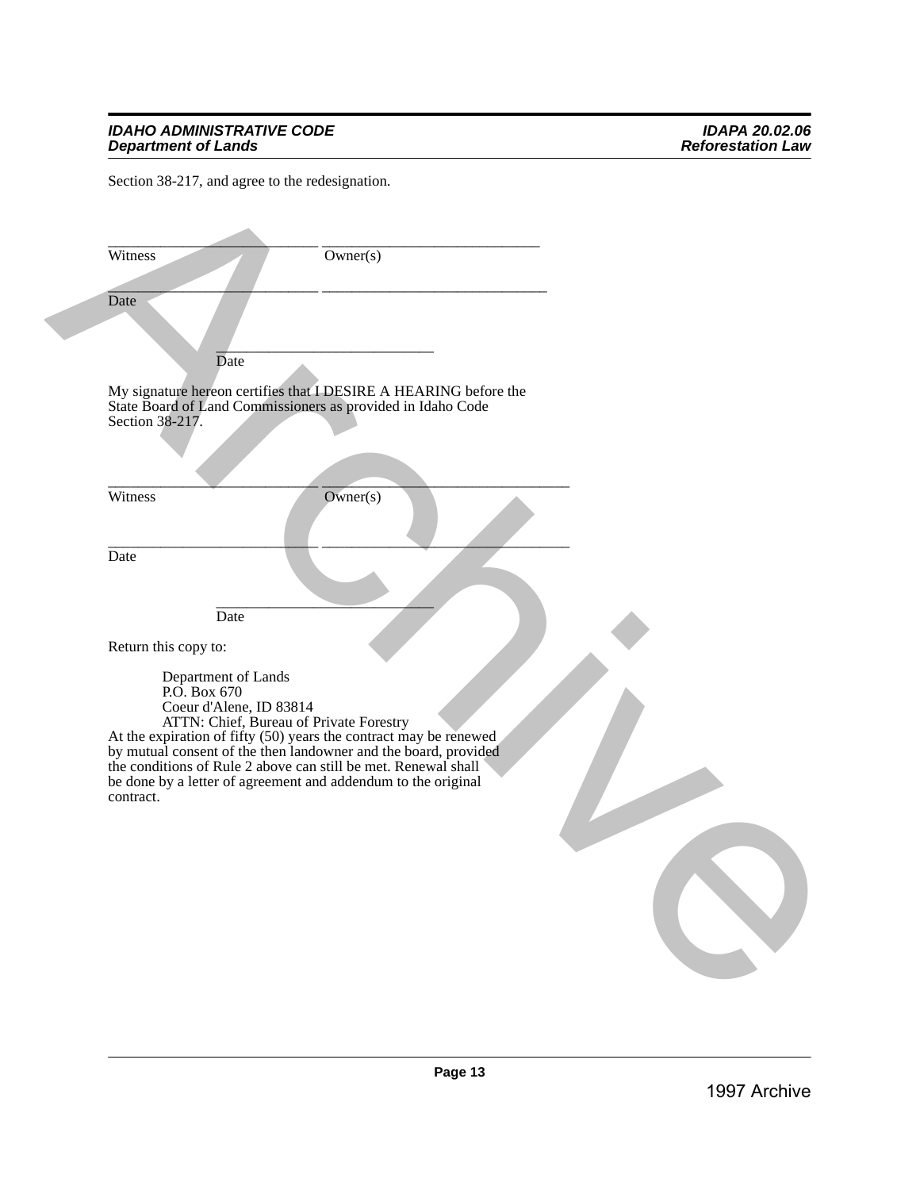Section 38-217, and agree to the redesignation.

\_\_\_\_\_\_\_\_\_\_\_\_\_\_\_\_\_\_\_\_\_\_\_\_\_\_\_ \_\_\_\_\_\_\_\_\_\_\_\_\_\_\_\_\_\_\_\_\_\_\_\_\_\_\_\_\_

Witness Owner(s)

\_\_\_\_\_\_\_\_\_\_\_\_\_\_\_\_\_\_\_\_\_\_\_\_\_\_\_ \_\_\_\_\_\_\_\_\_\_\_\_\_\_\_\_\_\_\_\_\_\_\_\_\_\_\_\_\_

Date

\_\_\_\_\_\_\_\_\_\_\_\_\_\_\_\_\_\_\_\_\_\_\_\_\_\_\_\_\_

Date

My signature hereon certifies that I DESIRE A HEARING before the State Board of Land Commissioners as provided in Idaho Code Section 38-217.

\_\_\_\_\_\_\_\_\_\_\_\_\_\_\_\_\_\_\_\_\_\_\_\_\_\_\_ \_\_\_\_\_\_\_\_\_\_\_\_\_\_\_\_\_\_\_\_\_\_\_\_\_\_\_\_\_\_\_\_

Witness Owner(s)

\_\_\_\_\_\_\_\_\_\_\_\_\_\_\_\_\_\_\_\_\_\_\_\_\_\_\_ \_\_\_\_\_\_\_\_\_\_\_\_\_\_\_\_\_\_\_\_\_\_\_\_\_\_\_\_\_\_\_\_

Date

\_\_\_\_\_\_\_\_\_\_\_\_\_\_\_\_\_\_\_\_\_\_\_\_\_\_\_\_\_

Date

Return this copy to:

Department of Lands
P.O. Box 670
Coeur d'Alene, ID 83814
ATTN: Chief, Bureau of Private Forestry

At the expiration of fifty (50) years the contract may be renewed by mutual consent of the then landowner and the board, provided the conditions of Rule 2 above can still be met. Renewal shall be done by a letter of agreement and addendum to the original contract.